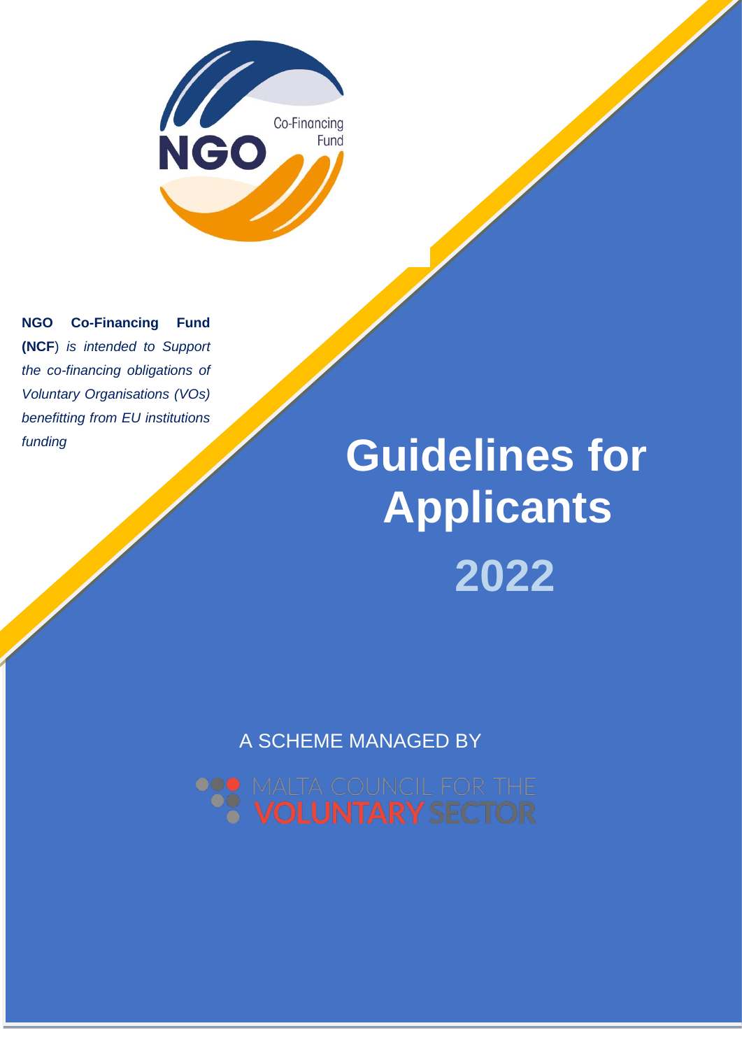NGO Co-Financing Fund

**NGO Co-Financing Fund (NCF**) *is intended to Support the co-financing obligations of Voluntary Organisations (VOs) benefitting from EU institutions funding*

# Guidelines for Applicants

# 2022

A SCHEME MANAGED BY

MALTA COUNCIL FOR THE VOLUNTARY SECTOR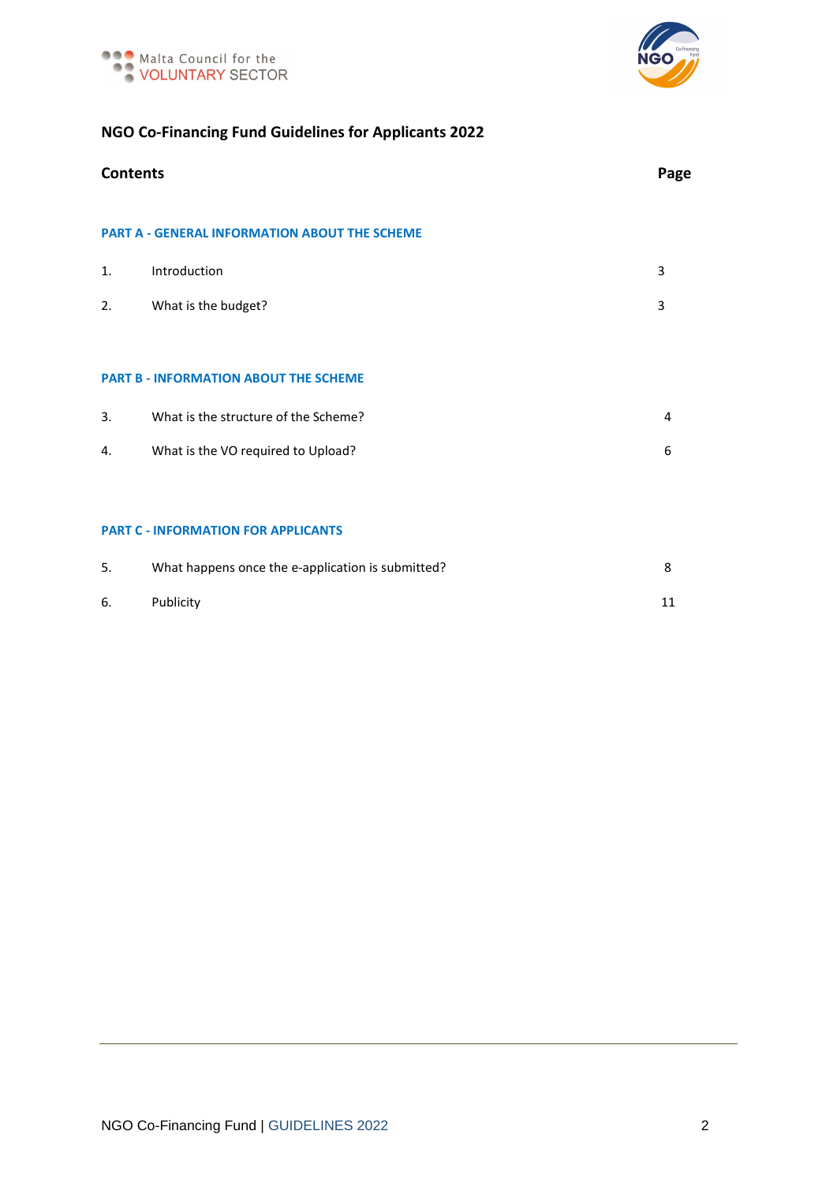## NGO Co-Financing Fund Guidelines for Applicants 2022

| **Contents** | | **Page** |
|---|---|---|
| **PART A - GENERAL INFORMATION ABOUT THE SCHEME** | | |
| 1. | Introduction | 3 |
| 2. | What is the budget? | 3 |
| **PART B - INFORMATION ABOUT THE SCHEME** | | |
| 3. | What is the structure of the Scheme? | 4 |
| 4. | What is the VO required to Upload? | 6 |
| **PART C - INFORMATION FOR APPLICANTS** | | |
| 5. | What happens once the e-application is submitted? | 8 |
| 6. | Publicity | 11 |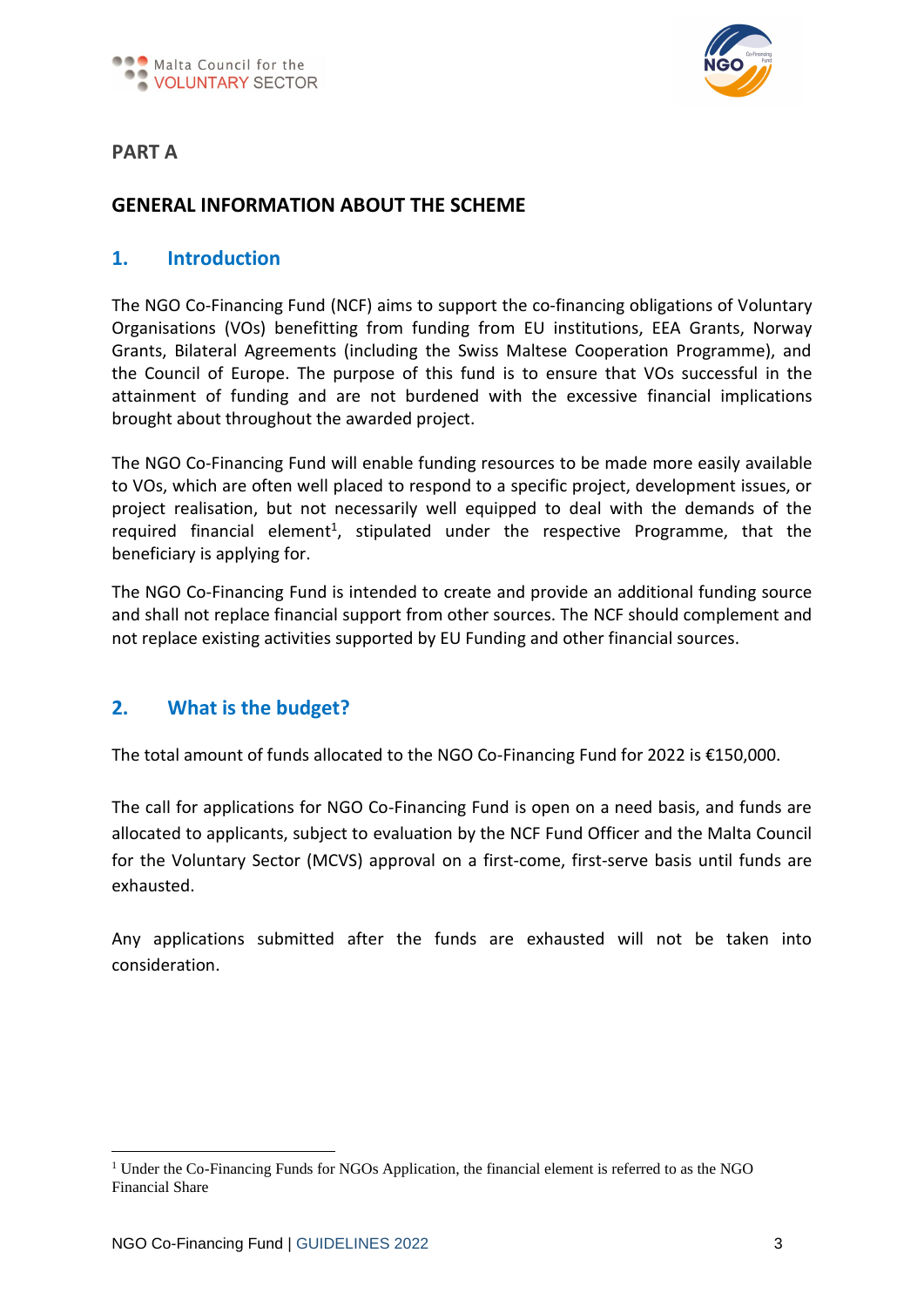# PART A

## GENERAL INFORMATION ABOUT THE SCHEME

### 1. Introduction

The NGO Co-Financing Fund (NCF) aims to support the co-financing obligations of Voluntary Organisations (VOs) benefitting from funding from EU institutions, EEA Grants, Norway Grants, Bilateral Agreements (including the Swiss Maltese Cooperation Programme), and the Council of Europe. The purpose of this fund is to ensure that VOs successful in the attainment of funding and are not burdened with the excessive financial implications brought about throughout the awarded project.

The NGO Co-Financing Fund will enable funding resources to be made more easily available to VOs, which are often well placed to respond to a specific project, development issues, or project realisation, but not necessarily well equipped to deal with the demands of the required financial element[1], stipulated under the respective Programme, that the beneficiary is applying for.

The NGO Co-Financing Fund is intended to create and provide an additional funding source and shall not replace financial support from other sources. The NCF should complement and not replace existing activities supported by EU Funding and other financial sources.

### 2. What is the budget?

The total amount of funds allocated to the NGO Co-Financing Fund for 2022 is €150,000.

The call for applications for NGO Co-Financing Fund is open on a need basis, and funds are allocated to applicants, subject to evaluation by the NCF Fund Officer and the Malta Council for the Voluntary Sector (MCVS) approval on a first-come, first-serve basis until funds are exhausted.

Any applications submitted after the funds are exhausted will not be taken into consideration.

---

[1] Under the Co-Financing Funds for NGOs Application, the financial element is referred to as the NGO Financial Share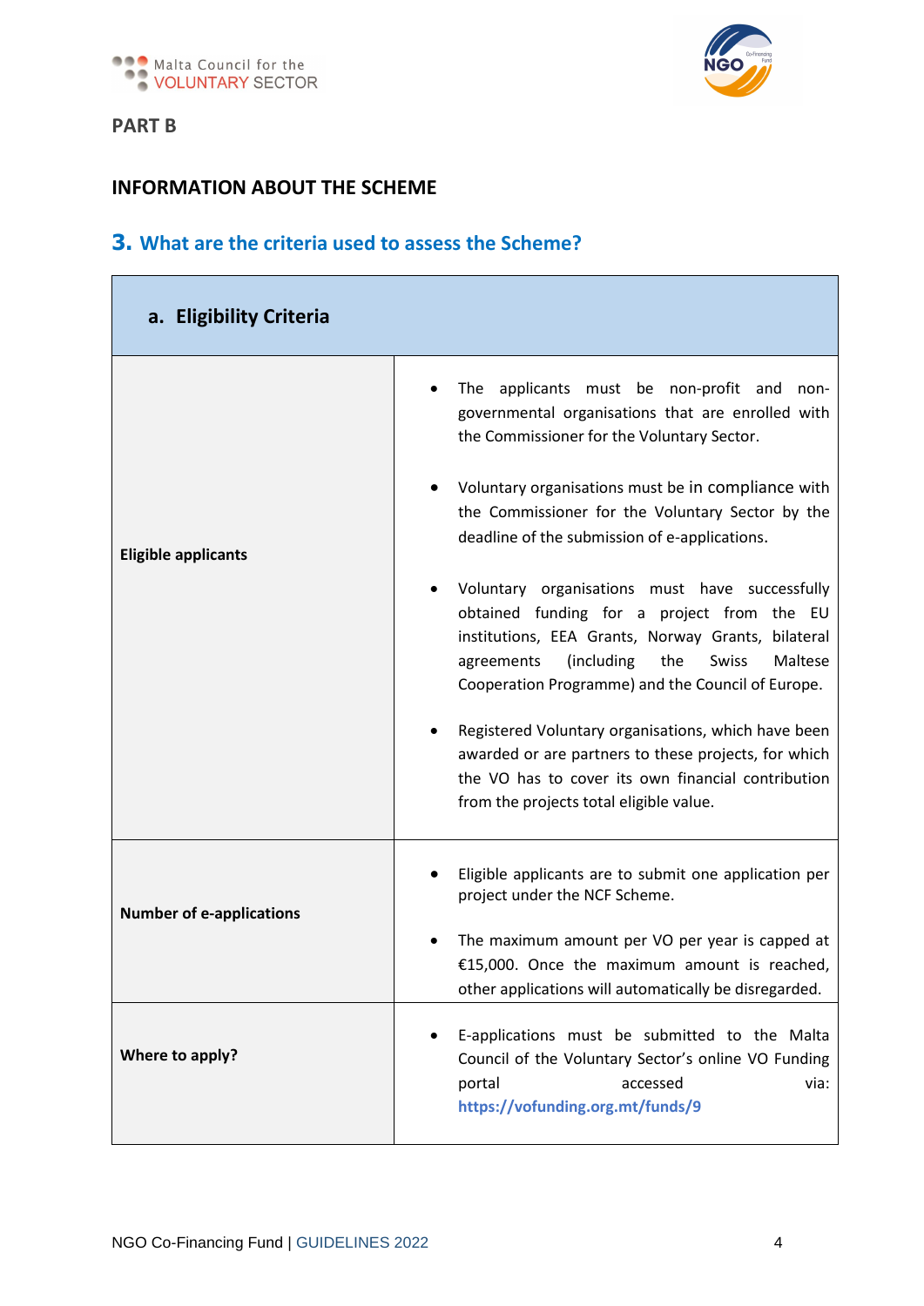## PART B

## INFORMATION ABOUT THE SCHEME

### 3. What are the criteria used to assess the Scheme?

| a. Eligibility Criteria | |
|---|---|
| **Eligible applicants** | • The applicants must be non-profit and non-governmental organisations that are enrolled with the Commissioner for the Voluntary Sector.<br><br>• Voluntary organisations must be in compliance with the Commissioner for the Voluntary Sector by the deadline of the submission of e-applications.<br><br>• Voluntary organisations must have successfully obtained funding for a project from the EU institutions, EEA Grants, Norway Grants, bilateral agreements (including the Swiss Maltese Cooperation Programme) and the Council of Europe.<br><br>• Registered Voluntary organisations, which have been awarded or are partners to these projects, for which the VO has to cover its own financial contribution from the projects total eligible value. |
| **Number of e-applications** | • Eligible applicants are to submit one application per project under the NCF Scheme.<br><br>• The maximum amount per VO per year is capped at €15,000. Once the maximum amount is reached, other applications will automatically be disregarded. |
| **Where to apply?** | • E-applications must be submitted to the Malta Council of the Voluntary Sector's online VO Funding portal accessed via: **https://vofunding.org.mt/funds/9** |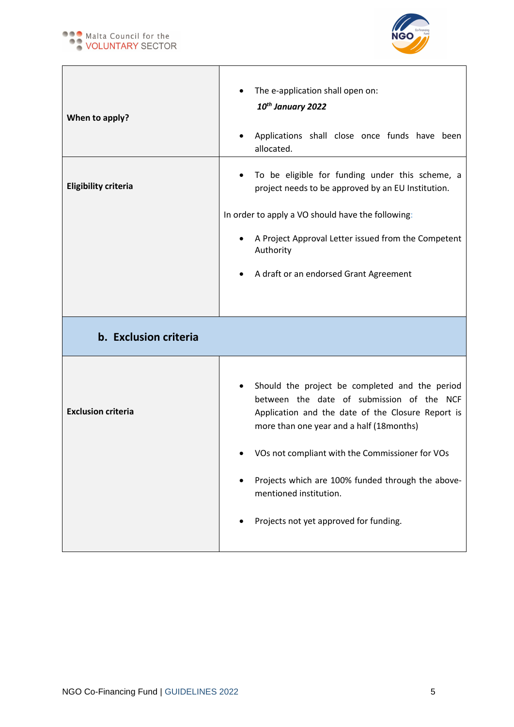| | |
|---|---|
| **When to apply?** | • The e-application shall open on: ***10th January 2022*** <br> • Applications shall close once funds have been allocated. |
| **Eligibility criteria** | • To be eligible for funding under this scheme, a project needs to be approved by an EU Institution. <br><br> In order to apply a VO should have the following: <br> • A Project Approval Letter issued from the Competent Authority <br> • A draft or an endorsed Grant Agreement |

## b. Exclusion criteria

| | |
|---|---|
| **Exclusion criteria** | • Should the project be completed and the period between the date of submission of the NCF Application and the date of the Closure Report is more than one year and a half (18months) <br> • VOs not compliant with the Commissioner for VOs <br> • Projects which are 100% funded through the above-mentioned institution. <br> • Projects not yet approved for funding. |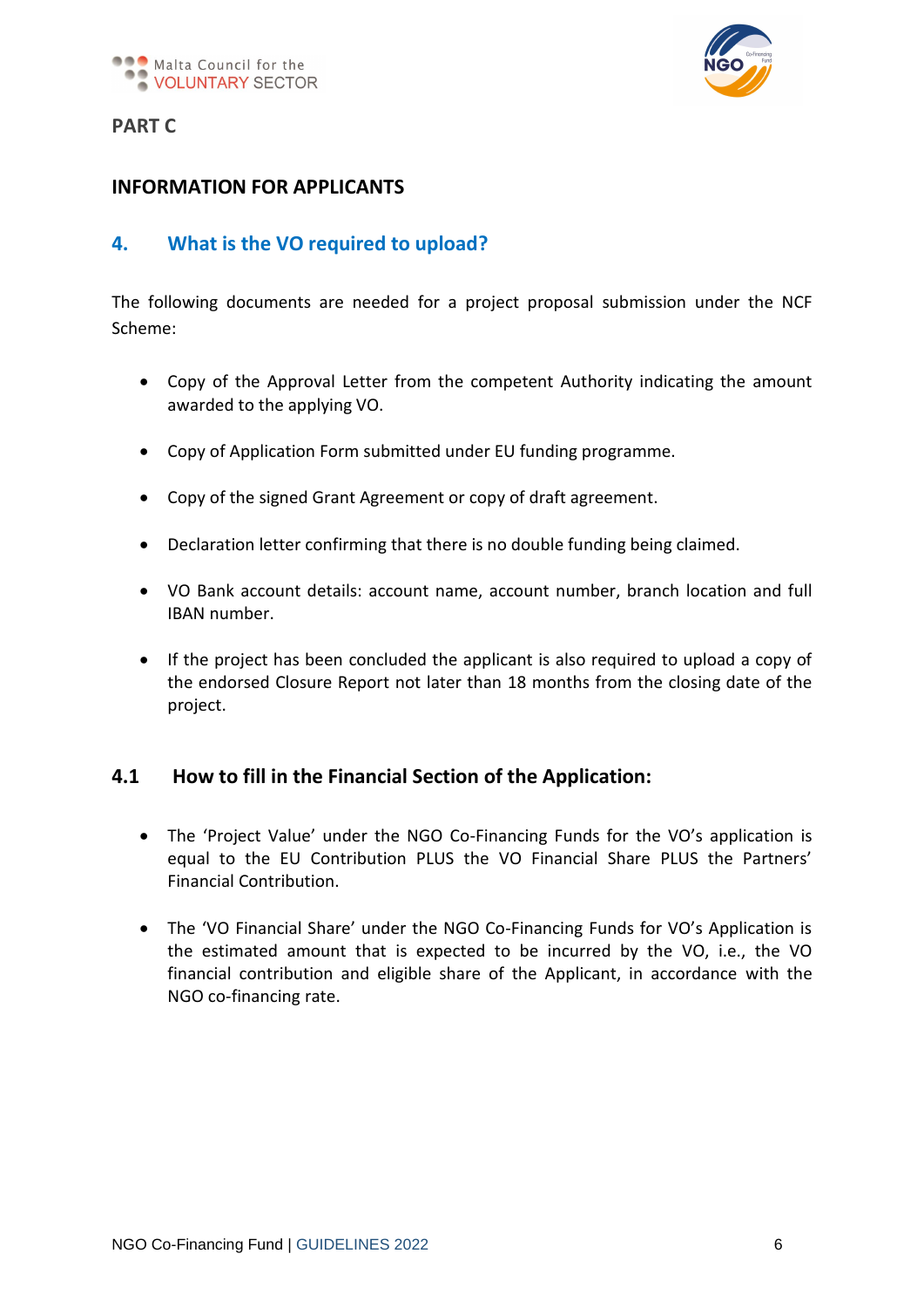## PART C

## INFORMATION FOR APPLICANTS

### 4. What is the VO required to upload?

The following documents are needed for a project proposal submission under the NCF Scheme:

- Copy of the Approval Letter from the competent Authority indicating the amount awarded to the applying VO.
- Copy of Application Form submitted under EU funding programme.
- Copy of the signed Grant Agreement or copy of draft agreement.
- Declaration letter confirming that there is no double funding being claimed.
- VO Bank account details: account name, account number, branch location and full IBAN number.
- If the project has been concluded the applicant is also required to upload a copy of the endorsed Closure Report not later than 18 months from the closing date of the project.

### 4.1 How to fill in the Financial Section of the Application:

- The 'Project Value' under the NGO Co-Financing Funds for the VO's application is equal to the EU Contribution PLUS the VO Financial Share PLUS the Partners' Financial Contribution.
- The 'VO Financial Share' under the NGO Co-Financing Funds for VO's Application is the estimated amount that is expected to be incurred by the VO, i.e., the VO financial contribution and eligible share of the Applicant, in accordance with the NGO co-financing rate.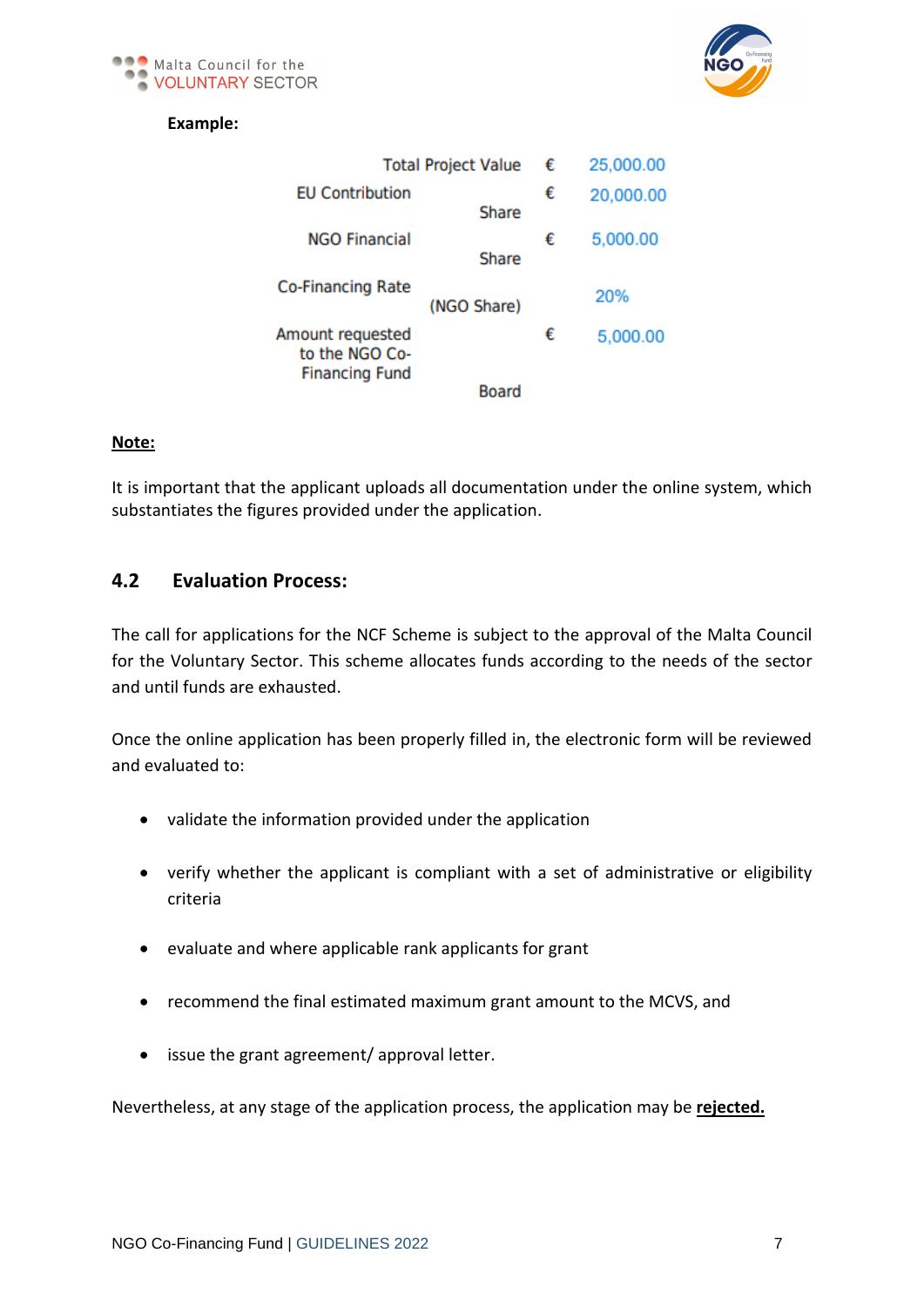**Example:**

| | | |
|---|---|---|
| Total Project Value | € | 25,000.00 |
| EU Contribution Share | € | 20,000.00 |
| NGO Financial Share | € | 5,000.00 |
| Co-Financing Rate (NGO Share) | | 20% |
| Amount requested to the NGO Co-Financing Fund Board | € | 5,000.00 |

**Note:**

It is important that the applicant uploads all documentation under the online system, which substantiates the figures provided under the application.

## 4.2 Evaluation Process:

The call for applications for the NCF Scheme is subject to the approval of the Malta Council for the Voluntary Sector. This scheme allocates funds according to the needs of the sector and until funds are exhausted.

Once the online application has been properly filled in, the electronic form will be reviewed and evaluated to:

- validate the information provided under the application
- verify whether the applicant is compliant with a set of administrative or eligibility criteria
- evaluate and where applicable rank applicants for grant
- recommend the final estimated maximum grant amount to the MCVS, and
- issue the grant agreement/ approval letter.

Nevertheless, at any stage of the application process, the application may be **rejected.**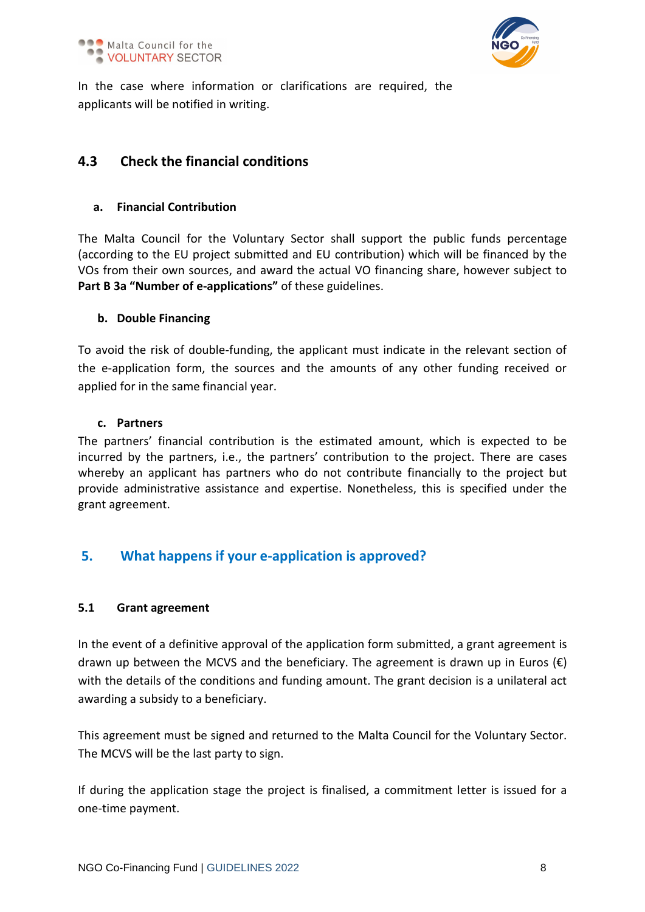In the case where information or clarifications are required, the applicants will be notified in writing.

### 4.3 Check the financial conditions

#### a. Financial Contribution

The Malta Council for the Voluntary Sector shall support the public funds percentage (according to the EU project submitted and EU contribution) which will be financed by the VOs from their own sources, and award the actual VO financing share, however subject to **Part B 3a "Number of e-applications"** of these guidelines.

#### b. Double Financing

To avoid the risk of double-funding, the applicant must indicate in the relevant section of the e-application form, the sources and the amounts of any other funding received or applied for in the same financial year.

#### c. Partners

The partners' financial contribution is the estimated amount, which is expected to be incurred by the partners, i.e., the partners' contribution to the project. There are cases whereby an applicant has partners who do not contribute financially to the project but provide administrative assistance and expertise. Nonetheless, this is specified under the grant agreement.

## 5. What happens if your e-application is approved?

### 5.1 Grant agreement

In the event of a definitive approval of the application form submitted, a grant agreement is drawn up between the MCVS and the beneficiary. The agreement is drawn up in Euros (€) with the details of the conditions and funding amount. The grant decision is a unilateral act awarding a subsidy to a beneficiary.

This agreement must be signed and returned to the Malta Council for the Voluntary Sector. The MCVS will be the last party to sign.

If during the application stage the project is finalised, a commitment letter is issued for a one-time payment.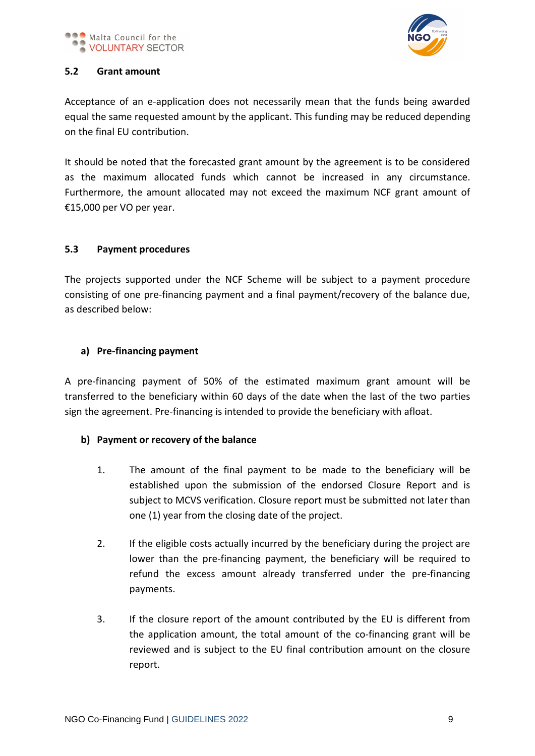### 5.2 Grant amount

Acceptance of an e-application does not necessarily mean that the funds being awarded equal the same requested amount by the applicant. This funding may be reduced depending on the final EU contribution.

It should be noted that the forecasted grant amount by the agreement is to be considered as the maximum allocated funds which cannot be increased in any circumstance. Furthermore, the amount allocated may not exceed the maximum NCF grant amount of €15,000 per VO per year.

### 5.3 Payment procedures

The projects supported under the NCF Scheme will be subject to a payment procedure consisting of one pre-financing payment and a final payment/recovery of the balance due, as described below:

**a) Pre-financing payment**

A pre-financing payment of 50% of the estimated maximum grant amount will be transferred to the beneficiary within 60 days of the date when the last of the two parties sign the agreement. Pre-financing is intended to provide the beneficiary with afloat.

**b) Payment or recovery of the balance**

1. The amount of the final payment to be made to the beneficiary will be established upon the submission of the endorsed Closure Report and is subject to MCVS verification. Closure report must be submitted not later than one (1) year from the closing date of the project.

2. If the eligible costs actually incurred by the beneficiary during the project are lower than the pre-financing payment, the beneficiary will be required to refund the excess amount already transferred under the pre-financing payments.

3. If the closure report of the amount contributed by the EU is different from the application amount, the total amount of the co-financing grant will be reviewed and is subject to the EU final contribution amount on the closure report.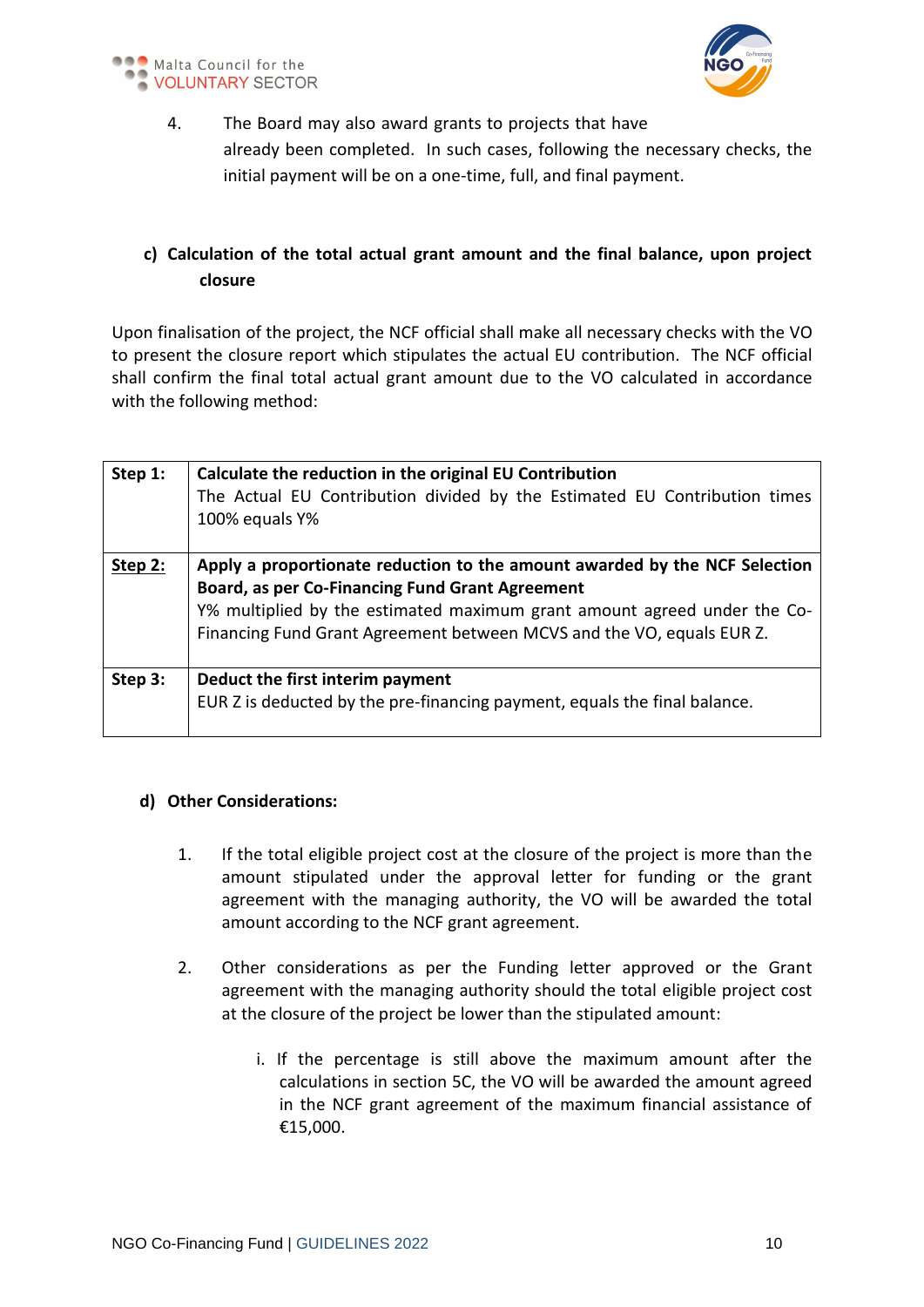4. The Board may also award grants to projects that have already been completed. In such cases, following the necessary checks, the initial payment will be on a one-time, full, and final payment.

### c) Calculation of the total actual grant amount and the final balance, upon project closure

Upon finalisation of the project, the NCF official shall make all necessary checks with the VO to present the closure report which stipulates the actual EU contribution. The NCF official shall confirm the final total actual grant amount due to the VO calculated in accordance with the following method:

| | |
|---|---|
| **Step 1:** | **Calculate the reduction in the original EU Contribution**<br>The Actual EU Contribution divided by the Estimated EU Contribution times 100% equals Y% |
| **Step 2:** | **Apply a proportionate reduction to the amount awarded by the NCF Selection Board, as per Co-Financing Fund Grant Agreement**<br>Y% multiplied by the estimated maximum grant amount agreed under the Co-Financing Fund Grant Agreement between MCVS and the VO, equals EUR Z. |
| **Step 3:** | **Deduct the first interim payment**<br>EUR Z is deducted by the pre-financing payment, equals the final balance. |

### d) Other Considerations:

1. If the total eligible project cost at the closure of the project is more than the amount stipulated under the approval letter for funding or the grant agreement with the managing authority, the VO will be awarded the total amount according to the NCF grant agreement.

2. Other considerations as per the Funding letter approved or the Grant agreement with the managing authority should the total eligible project cost at the closure of the project be lower than the stipulated amount:

   i. If the percentage is still above the maximum amount after the calculations in section 5C, the VO will be awarded the amount agreed in the NCF grant agreement of the maximum financial assistance of €15,000.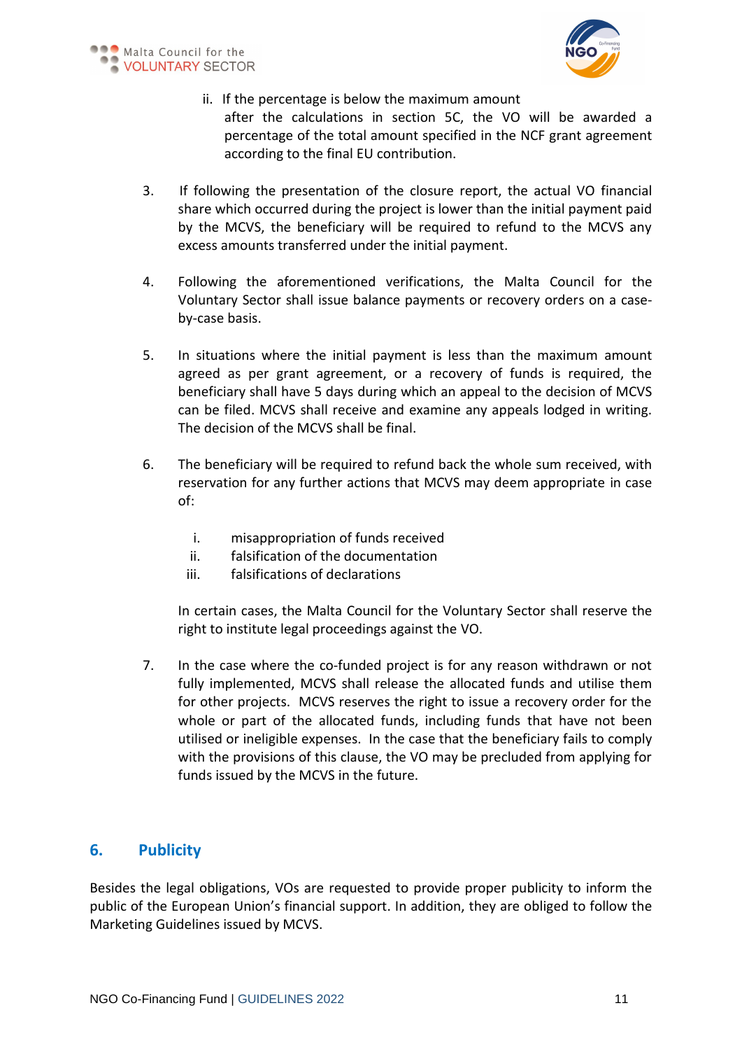ii. If the percentage is below the maximum amount after the calculations in section 5C, the VO will be awarded a percentage of the total amount specified in the NCF grant agreement according to the final EU contribution.

3. If following the presentation of the closure report, the actual VO financial share which occurred during the project is lower than the initial payment paid by the MCVS, the beneficiary will be required to refund to the MCVS any excess amounts transferred under the initial payment.

4. Following the aforementioned verifications, the Malta Council for the Voluntary Sector shall issue balance payments or recovery orders on a case-by-case basis.

5. In situations where the initial payment is less than the maximum amount agreed as per grant agreement, or a recovery of funds is required, the beneficiary shall have 5 days during which an appeal to the decision of MCVS can be filed. MCVS shall receive and examine any appeals lodged in writing. The decision of the MCVS shall be final.

6. The beneficiary will be required to refund back the whole sum received, with reservation for any further actions that MCVS may deem appropriate in case of:

   i. misappropriation of funds received
   ii. falsification of the documentation
   iii. falsifications of declarations

   In certain cases, the Malta Council for the Voluntary Sector shall reserve the right to institute legal proceedings against the VO.

7. In the case where the co-funded project is for any reason withdrawn or not fully implemented, MCVS shall release the allocated funds and utilise them for other projects. MCVS reserves the right to issue a recovery order for the whole or part of the allocated funds, including funds that have not been utilised or ineligible expenses. In the case that the beneficiary fails to comply with the provisions of this clause, the VO may be precluded from applying for funds issued by the MCVS in the future.

## 6. Publicity

Besides the legal obligations, VOs are requested to provide proper publicity to inform the public of the European Union's financial support. In addition, they are obliged to follow the Marketing Guidelines issued by MCVS.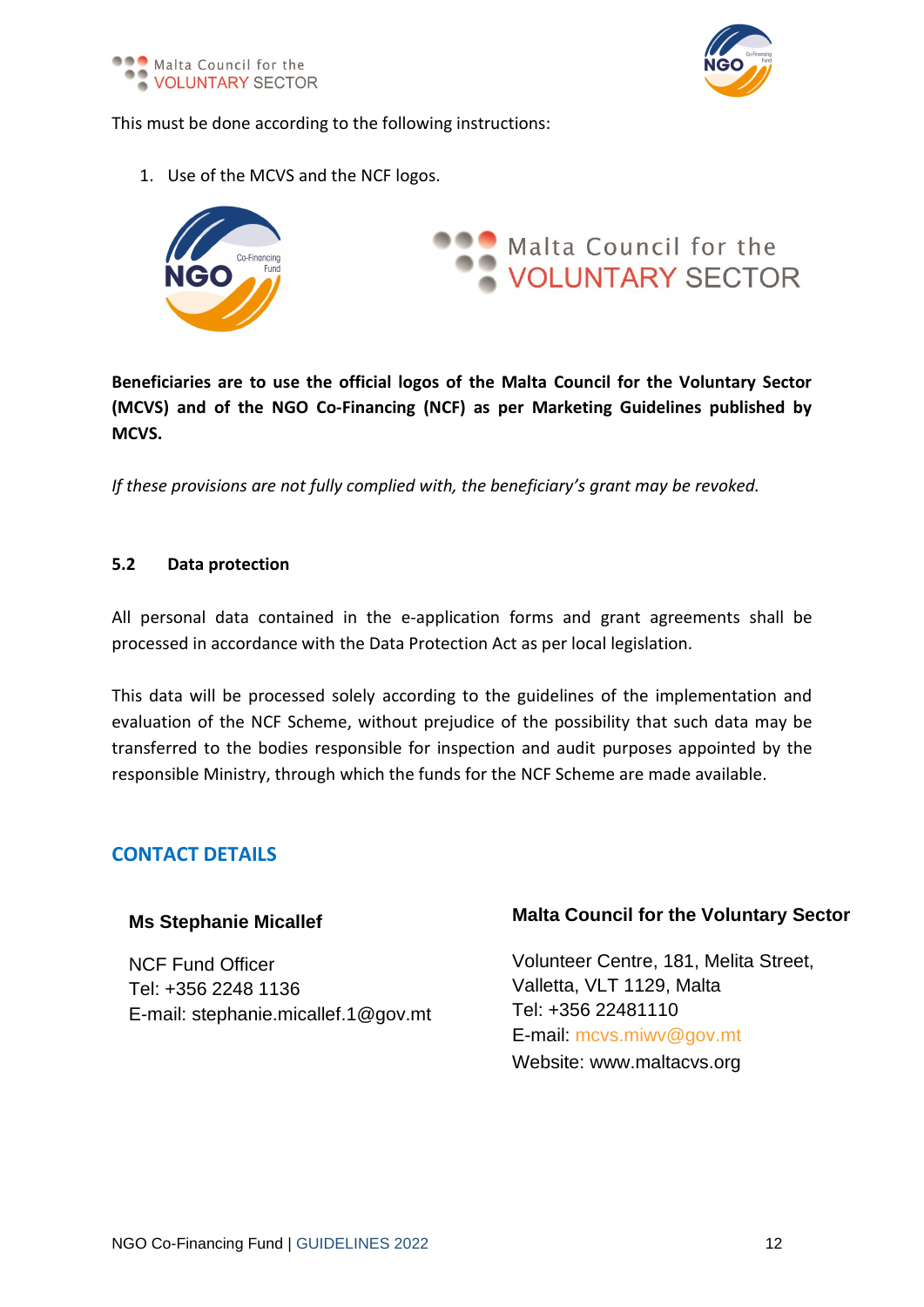This must be done according to the following instructions:

1. Use of the MCVS and the NCF logos.

**Beneficiaries are to use the official logos of the Malta Council for the Voluntary Sector (MCVS) and of the NGO Co-Financing (NCF) as per Marketing Guidelines published by MCVS.**

*If these provisions are not fully complied with, the beneficiary's grant may be revoked.*

### 5.2 Data protection

All personal data contained in the e-application forms and grant agreements shall be processed in accordance with the Data Protection Act as per local legislation.

This data will be processed solely according to the guidelines of the implementation and evaluation of the NCF Scheme, without prejudice of the possibility that such data may be transferred to the bodies responsible for inspection and audit purposes appointed by the responsible Ministry, through which the funds for the NCF Scheme are made available.

## CONTACT DETAILS

**Ms Stephanie Micallef**

NCF Fund Officer
Tel: +356 2248 1136
E-mail: stephanie.micallef.1@gov.mt

**Malta Council for the Voluntary Sector**

Volunteer Centre, 181, Melita Street,
Valletta, VLT 1129, Malta
Tel: +356 22481110
E-mail: mcvs.miwv@gov.mt
Website: www.maltacvs.org